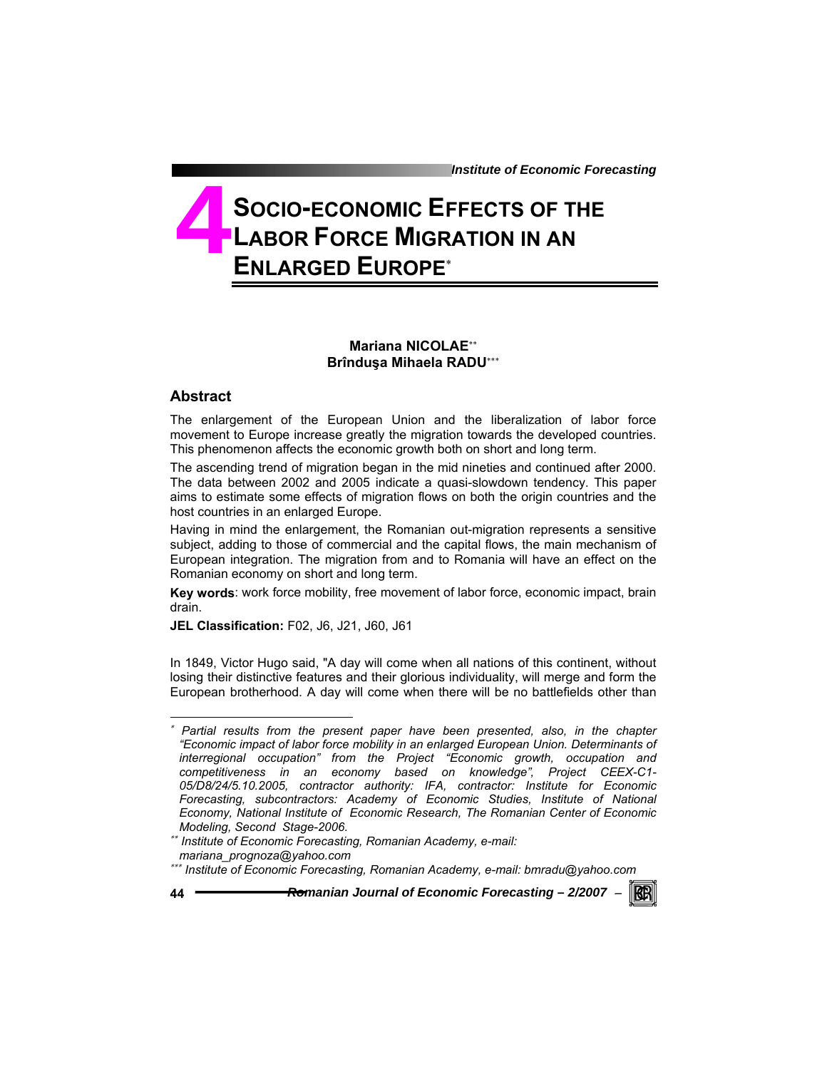# 4 SOCIO-ECONOMIC EFFECTS OF THE LABOR FORCE MIGRATION IN AN ENLARGED EUROPE[*]

**Mariana NICOLAE**[**]
**Brînduşa Mihaela RADU**[***]

## Abstract

The enlargement of the European Union and the liberalization of labor force movement to Europe increase greatly the migration towards the developed countries. This phenomenon affects the economic growth both on short and long term.

The ascending trend of migration began in the mid nineties and continued after 2000. The data between 2002 and 2005 indicate a quasi-slowdown tendency. This paper aims to estimate some effects of migration flows on both the origin countries and the host countries in an enlarged Europe.

Having in mind the enlargement, the Romanian out-migration represents a sensitive subject, adding to those of commercial and the capital flows, the main mechanism of European integration. The migration from and to Romania will have an effect on the Romanian economy on short and long term.

**Key words**: work force mobility, free movement of labor force, economic impact, brain drain.

**JEL Classification:** F02, J6, J21, J60, J61

In 1849, Victor Hugo said, "A day will come when all nations of this continent, without losing their distinctive features and their glorious individuality, will merge and form the European brotherhood. A day will come when there will be no battlefields other than

---

[*] *Partial results from the present paper have been presented, also, in the chapter "Economic impact of labor force mobility in an enlarged European Union. Determinants of interregional occupation" from the Project "Economic growth, occupation and competitiveness in an economy based on knowledge", Project CEEX-C1-05/D8/24/5.10.2005, contractor authority: IFA, contractor: Institute for Economic Forecasting, subcontractors: Academy of Economic Studies, Institute of National Economy, National Institute of Economic Research, The Romanian Center of Economic Modeling, Second Stage-2006.*

[**] *Institute of Economic Forecasting, Romanian Academy, e-mail: mariana_prognoza@yahoo.com*

[***] *Institute of Economic Forecasting, Romanian Academy, e-mail: bmradu@yahoo.com*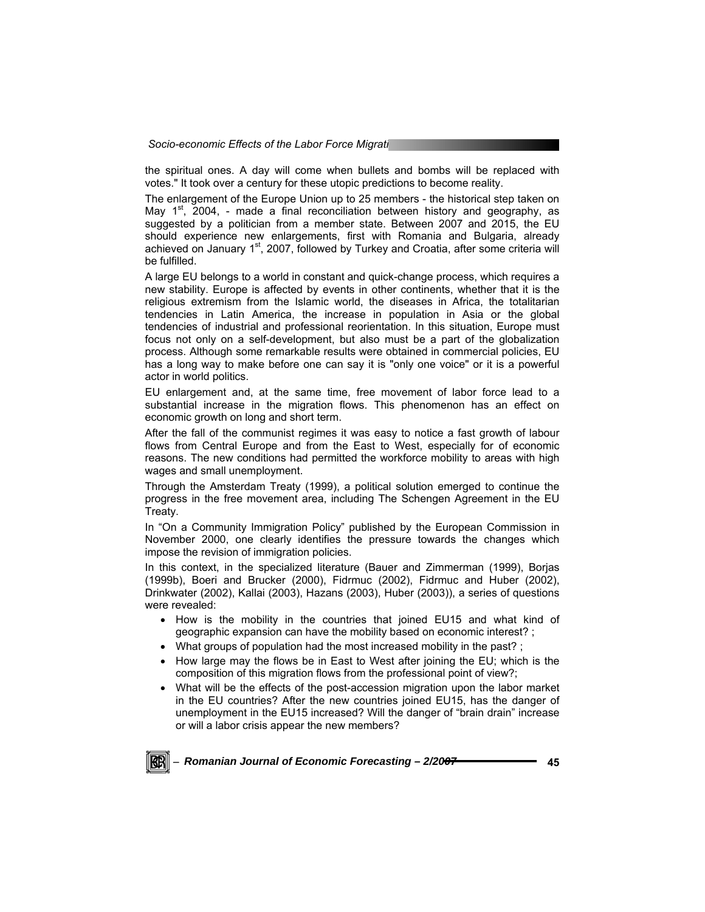the spiritual ones. A day will come when bullets and bombs will be replaced with votes." It took over a century for these utopic predictions to become reality.

The enlargement of the Europe Union up to 25 members - the historical step taken on May 1st, 2004, - made a final reconciliation between history and geography, as suggested by a politician from a member state. Between 2007 and 2015, the EU should experience new enlargements, first with Romania and Bulgaria, already achieved on January 1st, 2007, followed by Turkey and Croatia, after some criteria will be fulfilled.

A large EU belongs to a world in constant and quick-change process, which requires a new stability. Europe is affected by events in other continents, whether that it is the religious extremism from the Islamic world, the diseases in Africa, the totalitarian tendencies in Latin America, the increase in population in Asia or the global tendencies of industrial and professional reorientation. In this situation, Europe must focus not only on a self-development, but also must be a part of the globalization process. Although some remarkable results were obtained in commercial policies, EU has a long way to make before one can say it is "only one voice" or it is a powerful actor in world politics.

EU enlargement and, at the same time, free movement of labor force lead to a substantial increase in the migration flows. This phenomenon has an effect on economic growth on long and short term.

After the fall of the communist regimes it was easy to notice a fast growth of labour flows from Central Europe and from the East to West, especially for of economic reasons. The new conditions had permitted the workforce mobility to areas with high wages and small unemployment.

Through the Amsterdam Treaty (1999), a political solution emerged to continue the progress in the free movement area, including The Schengen Agreement in the EU Treaty.

In "On a Community Immigration Policy" published by the European Commission in November 2000, one clearly identifies the pressure towards the changes which impose the revision of immigration policies.

In this context, in the specialized literature (Bauer and Zimmerman (1999), Borjas (1999b), Boeri and Brucker (2000), Fidrmuc (2002), Fidrmuc and Huber (2002), Drinkwater (2002), Kallai (2003), Hazans (2003), Huber (2003)), a series of questions were revealed:

- How is the mobility in the countries that joined EU15 and what kind of geographic expansion can have the mobility based on economic interest? ;
- What groups of population had the most increased mobility in the past? ;
- How large may the flows be in East to West after joining the EU; which is the composition of this migration flows from the professional point of view?;
- What will be the effects of the post-accession migration upon the labor market in the EU countries? After the new countries joined EU15, has the danger of unemployment in the EU15 increased? Will the danger of "brain drain" increase or will a labor crisis appear the new members?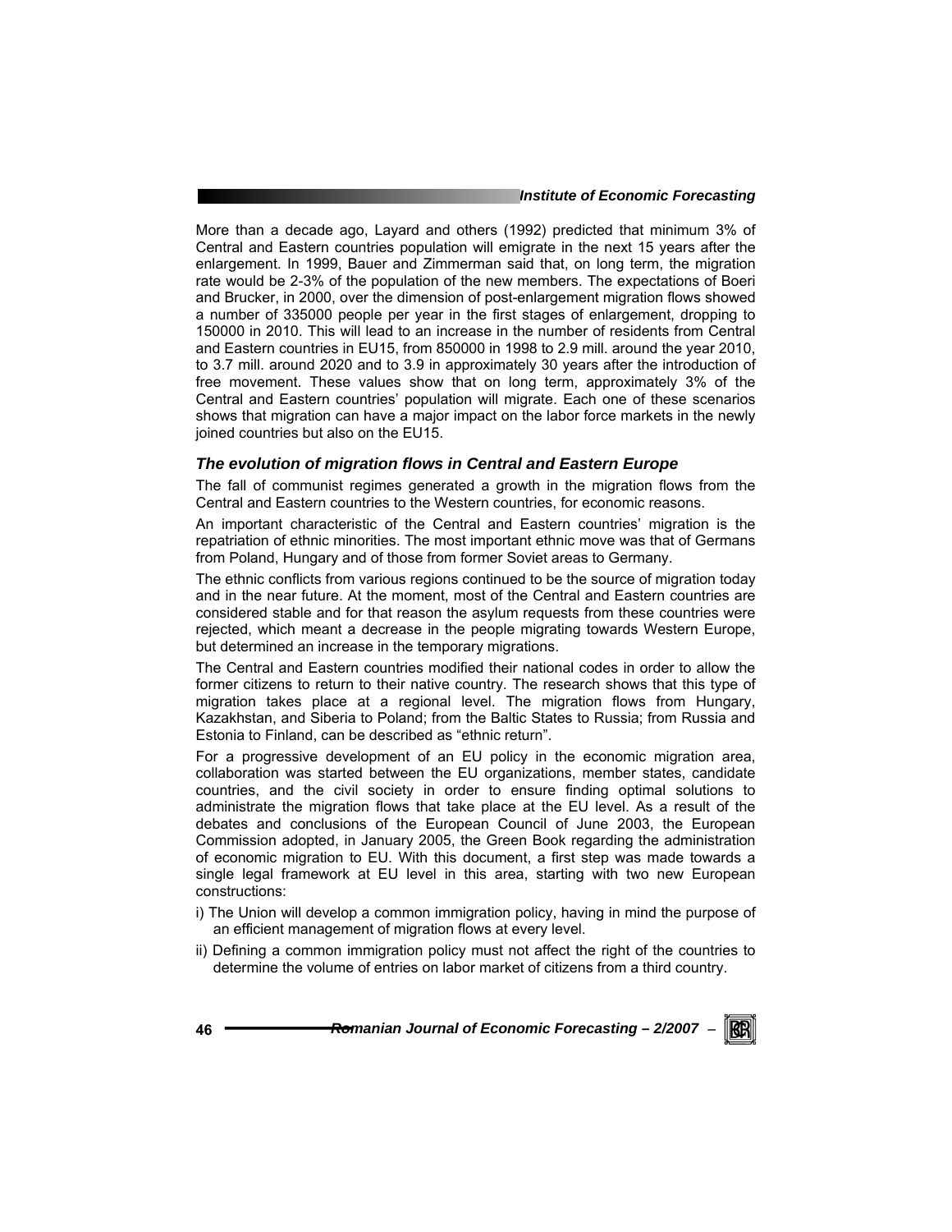More than a decade ago, Layard and others (1992) predicted that minimum 3% of Central and Eastern countries population will emigrate in the next 15 years after the enlargement. In 1999, Bauer and Zimmerman said that, on long term, the migration rate would be 2-3% of the population of the new members. The expectations of Boeri and Brucker, in 2000, over the dimension of post-enlargement migration flows showed a number of 335000 people per year in the first stages of enlargement, dropping to 150000 in 2010. This will lead to an increase in the number of residents from Central and Eastern countries in EU15, from 850000 in 1998 to 2.9 mill. around the year 2010, to 3.7 mill. around 2020 and to 3.9 in approximately 30 years after the introduction of free movement. These values show that on long term, approximately 3% of the Central and Eastern countries' population will migrate. Each one of these scenarios shows that migration can have a major impact on the labor force markets in the newly joined countries but also on the EU15.

### *The evolution of migration flows in Central and Eastern Europe*

The fall of communist regimes generated a growth in the migration flows from the Central and Eastern countries to the Western countries, for economic reasons.

An important characteristic of the Central and Eastern countries' migration is the repatriation of ethnic minorities. The most important ethnic move was that of Germans from Poland, Hungary and of those from former Soviet areas to Germany.

The ethnic conflicts from various regions continued to be the source of migration today and in the near future. At the moment, most of the Central and Eastern countries are considered stable and for that reason the asylum requests from these countries were rejected, which meant a decrease in the people migrating towards Western Europe, but determined an increase in the temporary migrations.

The Central and Eastern countries modified their national codes in order to allow the former citizens to return to their native country. The research shows that this type of migration takes place at a regional level. The migration flows from Hungary, Kazakhstan, and Siberia to Poland; from the Baltic States to Russia; from Russia and Estonia to Finland, can be described as "ethnic return".

For a progressive development of an EU policy in the economic migration area, collaboration was started between the EU organizations, member states, candidate countries, and the civil society in order to ensure finding optimal solutions to administrate the migration flows that take place at the EU level. As a result of the debates and conclusions of the European Council of June 2003, the European Commission adopted, in January 2005, the Green Book regarding the administration of economic migration to EU. With this document, a first step was made towards a single legal framework at EU level in this area, starting with two new European constructions:

i) The Union will develop a common immigration policy, having in mind the purpose of an efficient management of migration flows at every level.

ii) Defining a common immigration policy must not affect the right of the countries to determine the volume of entries on labor market of citizens from a third country.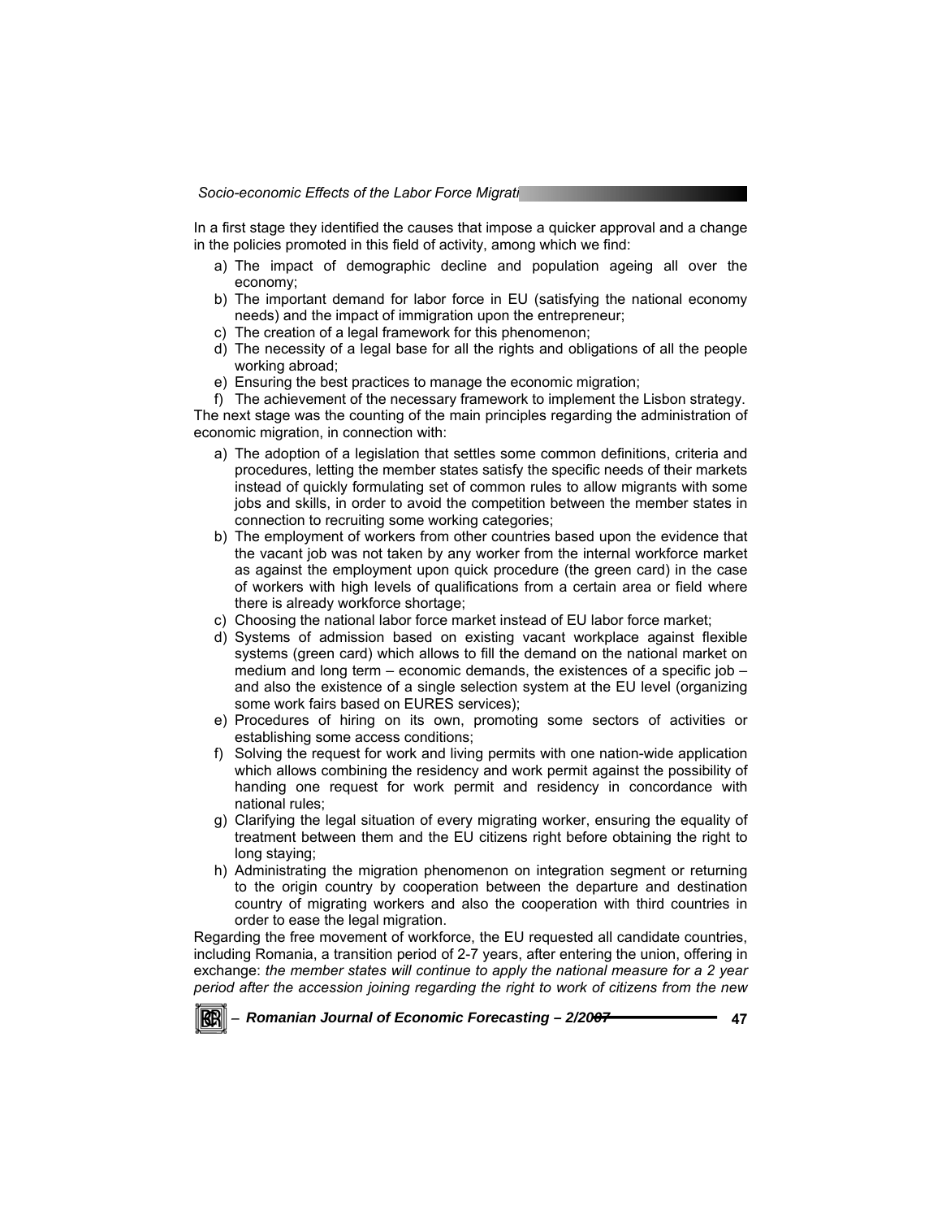In a first stage they identified the causes that impose a quicker approval and a change in the policies promoted in this field of activity, among which we find:

a) The impact of demographic decline and population ageing all over the economy;
b) The important demand for labor force in EU (satisfying the national economy needs) and the impact of immigration upon the entrepreneur;
c) The creation of a legal framework for this phenomenon;
d) The necessity of a legal base for all the rights and obligations of all the people working abroad;
e) Ensuring the best practices to manage the economic migration;
f) The achievement of the necessary framework to implement the Lisbon strategy.

The next stage was the counting of the main principles regarding the administration of economic migration, in connection with:

a) The adoption of a legislation that settles some common definitions, criteria and procedures, letting the member states satisfy the specific needs of their markets instead of quickly formulating set of common rules to allow migrants with some jobs and skills, in order to avoid the competition between the member states in connection to recruiting some working categories;
b) The employment of workers from other countries based upon the evidence that the vacant job was not taken by any worker from the internal workforce market as against the employment upon quick procedure (the green card) in the case of workers with high levels of qualifications from a certain area or field where there is already workforce shortage;
c) Choosing the national labor force market instead of EU labor force market;
d) Systems of admission based on existing vacant workplace against flexible systems (green card) which allows to fill the demand on the national market on medium and long term – economic demands, the existences of a specific job – and also the existence of a single selection system at the EU level (organizing some work fairs based on EURES services);
e) Procedures of hiring on its own, promoting some sectors of activities or establishing some access conditions;
f) Solving the request for work and living permits with one nation-wide application which allows combining the residency and work permit against the possibility of handing one request for work permit and residency in concordance with national rules;
g) Clarifying the legal situation of every migrating worker, ensuring the equality of treatment between them and the EU citizens right before obtaining the right to long staying;
h) Administrating the migration phenomenon on integration segment or returning to the origin country by cooperation between the departure and destination country of migrating workers and also the cooperation with third countries in order to ease the legal migration.

Regarding the free movement of workforce, the EU requested all candidate countries, including Romania, a transition period of 2-7 years, after entering the union, offering in exchange: *the member states will continue to apply the national measure for a 2 year period after the accession joining regarding the right to work of citizens from the new*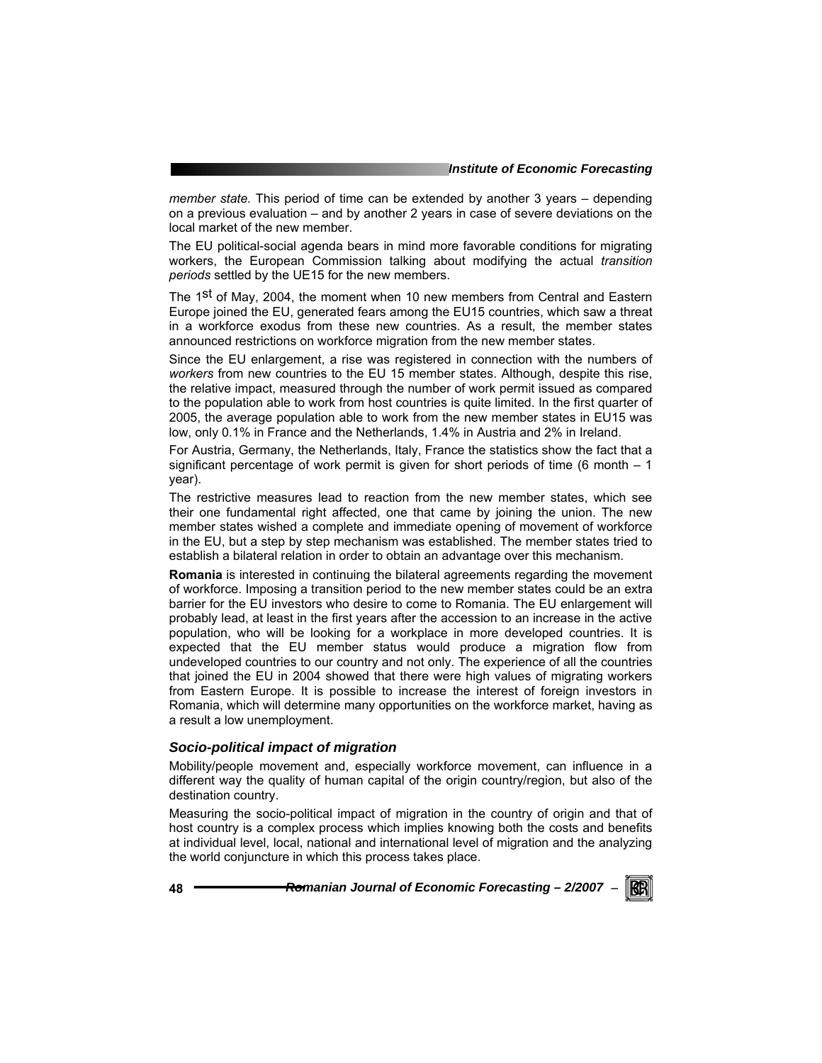*member state.* This period of time can be extended by another 3 years – depending on a previous evaluation – and by another 2 years in case of severe deviations on the local market of the new member.

The EU political-social agenda bears in mind more favorable conditions for migrating workers, the European Commission talking about modifying the actual *transition periods* settled by the UE15 for the new members.

The 1st of May, 2004, the moment when 10 new members from Central and Eastern Europe joined the EU, generated fears among the EU15 countries, which saw a threat in a workforce exodus from these new countries. As a result, the member states announced restrictions on workforce migration from the new member states.

Since the EU enlargement, a rise was registered in connection with the numbers of *workers* from new countries to the EU 15 member states. Although, despite this rise, the relative impact, measured through the number of work permit issued as compared to the population able to work from host countries is quite limited. In the first quarter of 2005, the average population able to work from the new member states in EU15 was low, only 0.1% in France and the Netherlands, 1.4% in Austria and 2% in Ireland.

For Austria, Germany, the Netherlands, Italy, France the statistics show the fact that a significant percentage of work permit is given for short periods of time (6 month – 1 year).

The restrictive measures lead to reaction from the new member states, which see their one fundamental right affected, one that came by joining the union. The new member states wished a complete and immediate opening of movement of workforce in the EU, but a step by step mechanism was established. The member states tried to establish a bilateral relation in order to obtain an advantage over this mechanism.

**Romania** is interested in continuing the bilateral agreements regarding the movement of workforce. Imposing a transition period to the new member states could be an extra barrier for the EU investors who desire to come to Romania. The EU enlargement will probably lead, at least in the first years after the accession to an increase in the active population, who will be looking for a workplace in more developed countries. It is expected that the EU member status would produce a migration flow from undeveloped countries to our country and not only. The experience of all the countries that joined the EU in 2004 showed that there were high values of migrating workers from Eastern Europe. It is possible to increase the interest of foreign investors in Romania, which will determine many opportunities on the workforce market, having as a result a low unemployment.

### *Socio-political impact of migration*

Mobility/people movement and, especially workforce movement, can influence in a different way the quality of human capital of the origin country/region, but also of the destination country.

Measuring the socio-political impact of migration in the country of origin and that of host country is a complex process which implies knowing both the costs and benefits at individual level, local, national and international level of migration and the analyzing the world conjuncture in which this process takes place.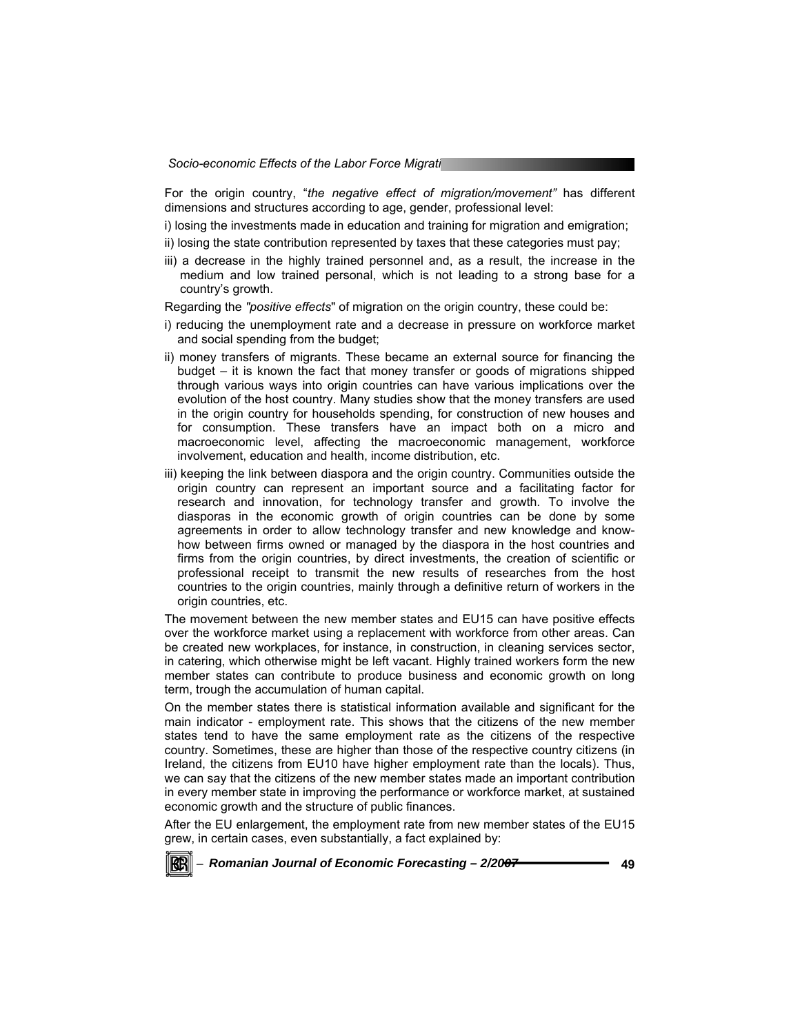For the origin country, "*the negative effect of migration/movement"* has different dimensions and structures according to age, gender, professional level:

i) losing the investments made in education and training for migration and emigration;

ii) losing the state contribution represented by taxes that these categories must pay;

iii) a decrease in the highly trained personnel and, as a result, the increase in the medium and low trained personal, which is not leading to a strong base for a country's growth.

Regarding the *"positive effects*" of migration on the origin country, these could be:

i) reducing the unemployment rate and a decrease in pressure on workforce market and social spending from the budget;

ii) money transfers of migrants. These became an external source for financing the budget – it is known the fact that money transfer or goods of migrations shipped through various ways into origin countries can have various implications over the evolution of the host country. Many studies show that the money transfers are used in the origin country for households spending, for construction of new houses and for consumption. These transfers have an impact both on a micro and macroeconomic level, affecting the macroeconomic management, workforce involvement, education and health, income distribution, etc.

iii) keeping the link between diaspora and the origin country. Communities outside the origin country can represent an important source and a facilitating factor for research and innovation, for technology transfer and growth. To involve the diasporas in the economic growth of origin countries can be done by some agreements in order to allow technology transfer and new knowledge and know-how between firms owned or managed by the diaspora in the host countries and firms from the origin countries, by direct investments, the creation of scientific or professional receipt to transmit the new results of researches from the host countries to the origin countries, mainly through a definitive return of workers in the origin countries, etc.

The movement between the new member states and EU15 can have positive effects over the workforce market using a replacement with workforce from other areas. Can be created new workplaces, for instance, in construction, in cleaning services sector, in catering, which otherwise might be left vacant. Highly trained workers form the new member states can contribute to produce business and economic growth on long term, trough the accumulation of human capital.

On the member states there is statistical information available and significant for the main indicator - employment rate. This shows that the citizens of the new member states tend to have the same employment rate as the citizens of the respective country. Sometimes, these are higher than those of the respective country citizens (in Ireland, the citizens from EU10 have higher employment rate than the locals). Thus, we can say that the citizens of the new member states made an important contribution in every member state in improving the performance or workforce market, at sustained economic growth and the structure of public finances.

After the EU enlargement, the employment rate from new member states of the EU15 grew, in certain cases, even substantially, a fact explained by: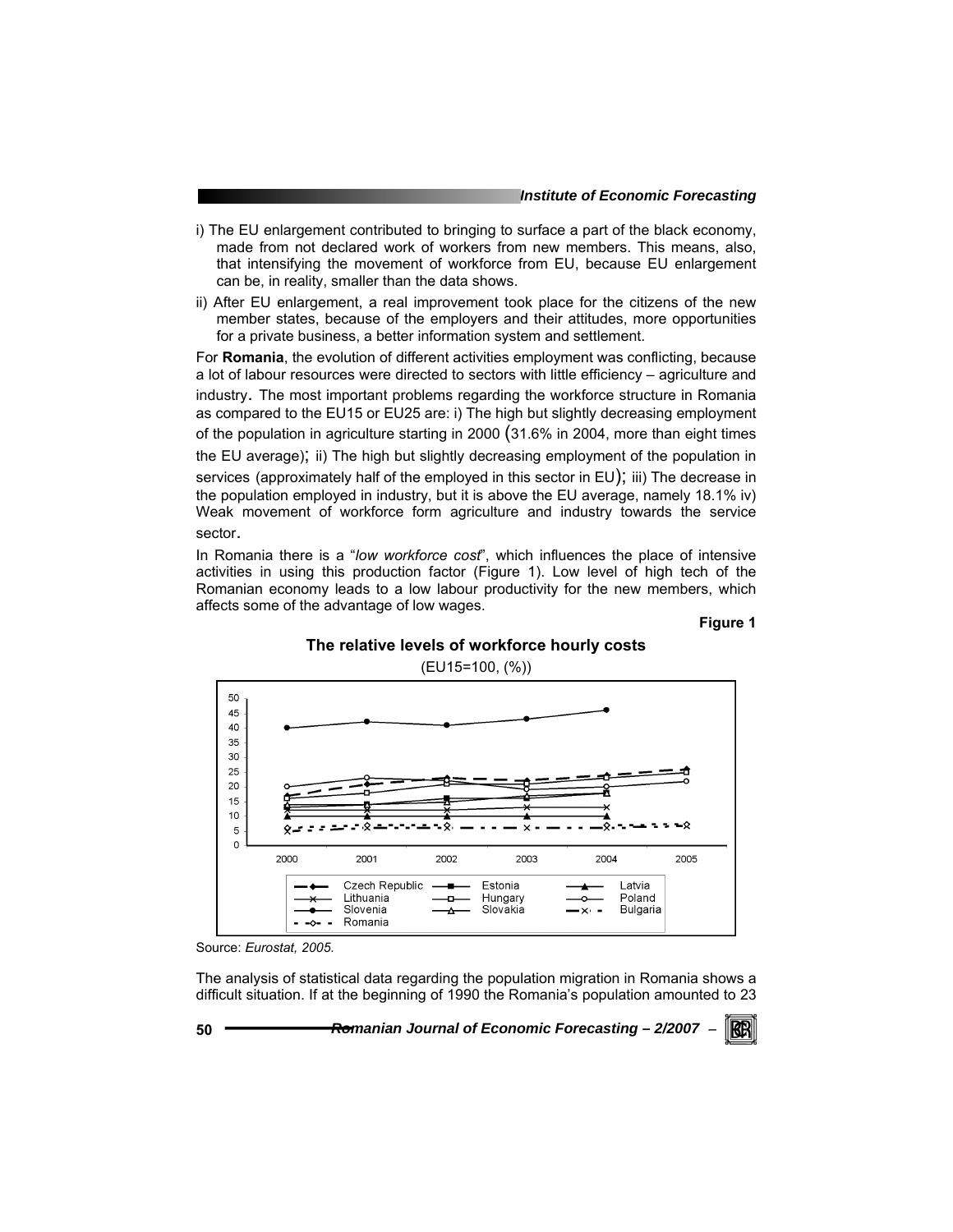i) The EU enlargement contributed to bringing to surface a part of the black economy, made from not declared work of workers from new members. This means, also, that intensifying the movement of workforce from EU, because EU enlargement can be, in reality, smaller than the data shows.

ii) After EU enlargement, a real improvement took place for the citizens of the new member states, because of the employers and their attitudes, more opportunities for a private business, a better information system and settlement.

For **Romania**, the evolution of different activities employment was conflicting, because a lot of labour resources were directed to sectors with little efficiency – agriculture and industry. The most important problems regarding the workforce structure in Romania as compared to the EU15 or EU25 are: i) The high but slightly decreasing employment of the population in agriculture starting in 2000 (31.6% in 2004, more than eight times the EU average); ii) The high but slightly decreasing employment of the population in services (approximately half of the employed in this sector in EU); iii) The decrease in the population employed in industry, but it is above the EU average, namely 18.1% iv) Weak movement of workforce form agriculture and industry towards the service sector.

In Romania there is a "*low workforce cost*", which influences the place of intensive activities in using this production factor (Figure 1). Low level of high tech of the Romanian economy leads to a low labour productivity for the new members, which affects some of the advantage of low wages.

**Figure 1**

**The relative levels of workforce hourly costs**

(EU15=100, (%))

Source: *Eurostat, 2005.*

The analysis of statistical data regarding the population migration in Romania shows a difficult situation. If at the beginning of 1990 the Romania's population amounted to 23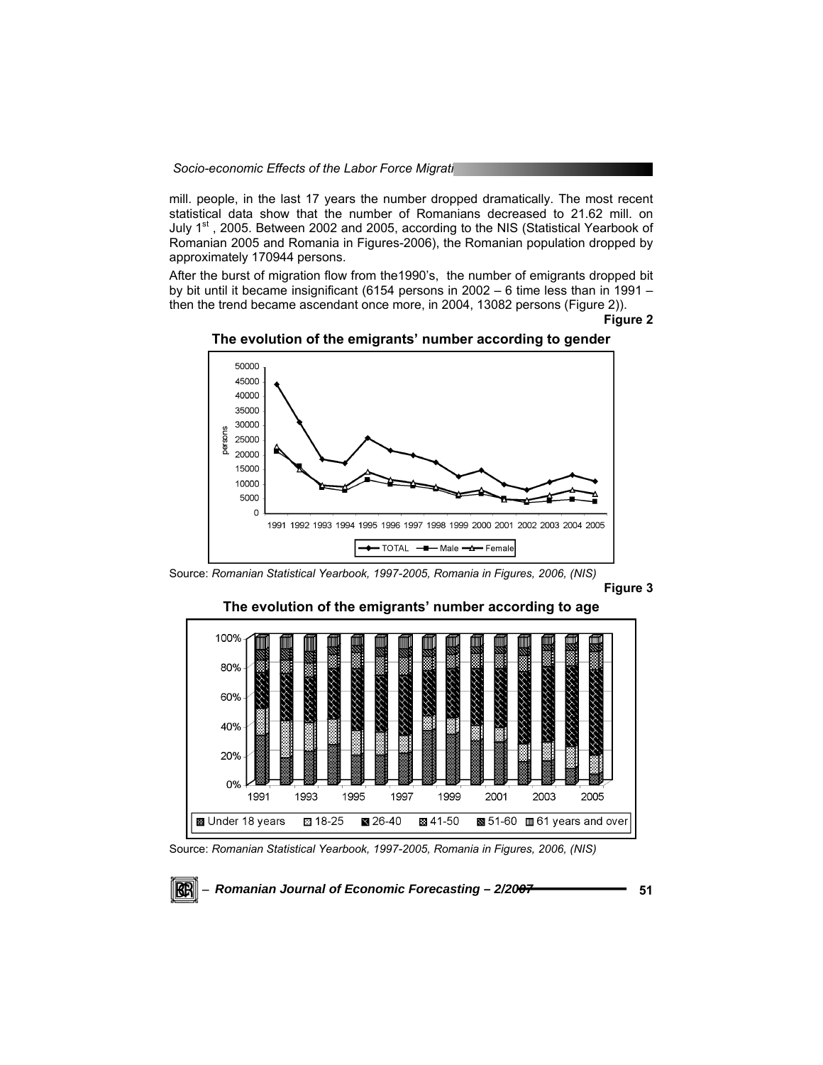mill. people, in the last 17 years the number dropped dramatically. The most recent statistical data show that the number of Romanians decreased to 21.62 mill. on July 1st , 2005. Between 2002 and 2005, according to the NIS (Statistical Yearbook of Romanian 2005 and Romania in Figures-2006), the Romanian population dropped by approximately 170944 persons.

After the burst of migration flow from the1990's, the number of emigrants dropped bit by bit until it became insignificant (6154 persons in 2002 – 6 time less than in 1991 – then the trend became ascendant once more, in 2004, 13082 persons (Figure 2)).

**Figure 2**

**The evolution of the emigrants' number according to gender**

Source: *Romanian Statistical Yearbook, 1997-2005, Romania in Figures, 2006, (NIS)*

**Figure 3**

**The evolution of the emigrants' number according to age**

Source: *Romanian Statistical Yearbook, 1997-2005, Romania in Figures, 2006, (NIS)*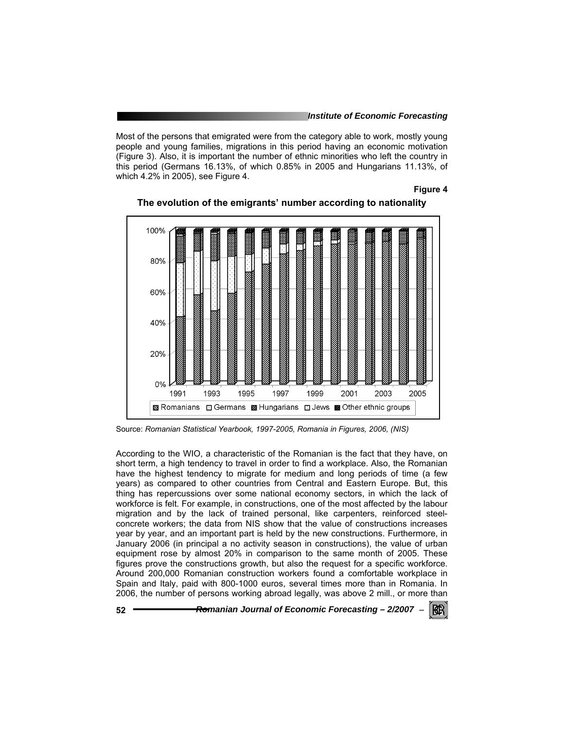Most of the persons that emigrated were from the category able to work, mostly young people and young families, migrations in this period having an economic motivation (Figure 3). Also, it is important the number of ethnic minorities who left the country in this period (Germans 16.13%, of which 0.85% in 2005 and Hungarians 11.13%, of which 4.2% in 2005), see Figure 4.

**Figure 4**

**The evolution of the emigrants' number according to nationality**

Source: *Romanian Statistical Yearbook, 1997-2005, Romania in Figures, 2006, (NIS)*

According to the WIO, a characteristic of the Romanian is the fact that they have, on short term, a high tendency to travel in order to find a workplace. Also, the Romanian have the highest tendency to migrate for medium and long periods of time (a few years) as compared to other countries from Central and Eastern Europe. But, this thing has repercussions over some national economy sectors, in which the lack of workforce is felt. For example, in constructions, one of the most affected by the labour migration and by the lack of trained personal, like carpenters, reinforced steel-concrete workers; the data from NIS show that the value of constructions increases year by year, and an important part is held by the new constructions. Furthermore, in January 2006 (in principal a no activity season in constructions), the value of urban equipment rose by almost 20% in comparison to the same month of 2005. These figures prove the constructions growth, but also the request for a specific workforce. Around 200,000 Romanian construction workers found a comfortable workplace in Spain and Italy, paid with 800-1000 euros, several times more than in Romania. In 2006, the number of persons working abroad legally, was above 2 mill., or more than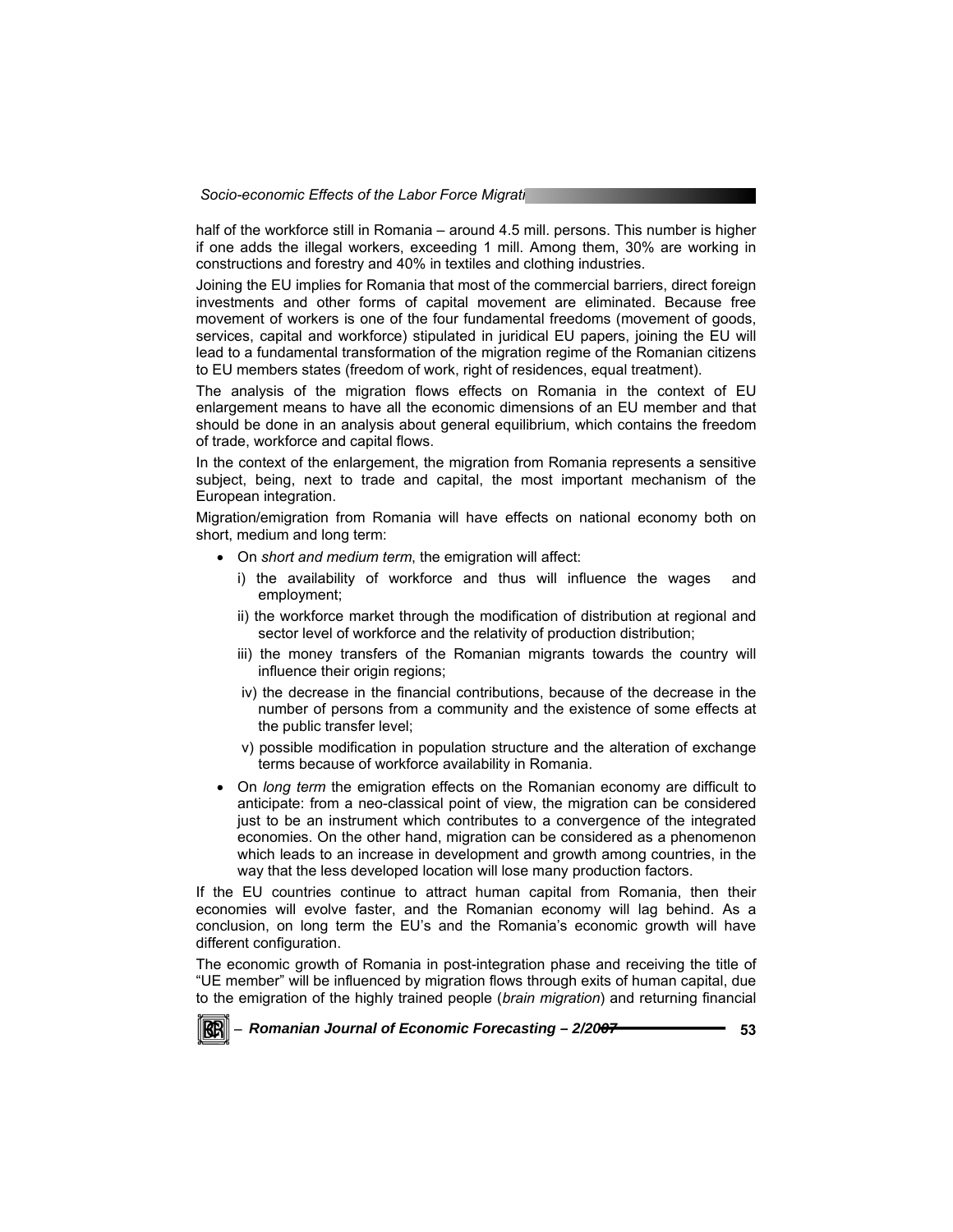half of the workforce still in Romania – around 4.5 mill. persons. This number is higher if one adds the illegal workers, exceeding 1 mill. Among them, 30% are working in constructions and forestry and 40% in textiles and clothing industries.

Joining the EU implies for Romania that most of the commercial barriers, direct foreign investments and other forms of capital movement are eliminated. Because free movement of workers is one of the four fundamental freedoms (movement of goods, services, capital and workforce) stipulated in juridical EU papers, joining the EU will lead to a fundamental transformation of the migration regime of the Romanian citizens to EU members states (freedom of work, right of residences, equal treatment).

The analysis of the migration flows effects on Romania in the context of EU enlargement means to have all the economic dimensions of an EU member and that should be done in an analysis about general equilibrium, which contains the freedom of trade, workforce and capital flows.

In the context of the enlargement, the migration from Romania represents a sensitive subject, being, next to trade and capital, the most important mechanism of the European integration.

Migration/emigration from Romania will have effects on national economy both on short, medium and long term:

- On *short and medium term*, the emigration will affect:
  - i) the availability of workforce and thus will influence the wages and employment;
  - ii) the workforce market through the modification of distribution at regional and sector level of workforce and the relativity of production distribution;
  - iii) the money transfers of the Romanian migrants towards the country will influence their origin regions;
  - iv) the decrease in the financial contributions, because of the decrease in the number of persons from a community and the existence of some effects at the public transfer level;
  - v) possible modification in population structure and the alteration of exchange terms because of workforce availability in Romania.
- On *long term* the emigration effects on the Romanian economy are difficult to anticipate: from a neo-classical point of view, the migration can be considered just to be an instrument which contributes to a convergence of the integrated economies. On the other hand, migration can be considered as a phenomenon which leads to an increase in development and growth among countries, in the way that the less developed location will lose many production factors.

If the EU countries continue to attract human capital from Romania, then their economies will evolve faster, and the Romanian economy will lag behind. As a conclusion, on long term the EU's and the Romania's economic growth will have different configuration.

The economic growth of Romania in post-integration phase and receiving the title of "UE member" will be influenced by migration flows through exits of human capital, due to the emigration of the highly trained people (*brain migration*) and returning financial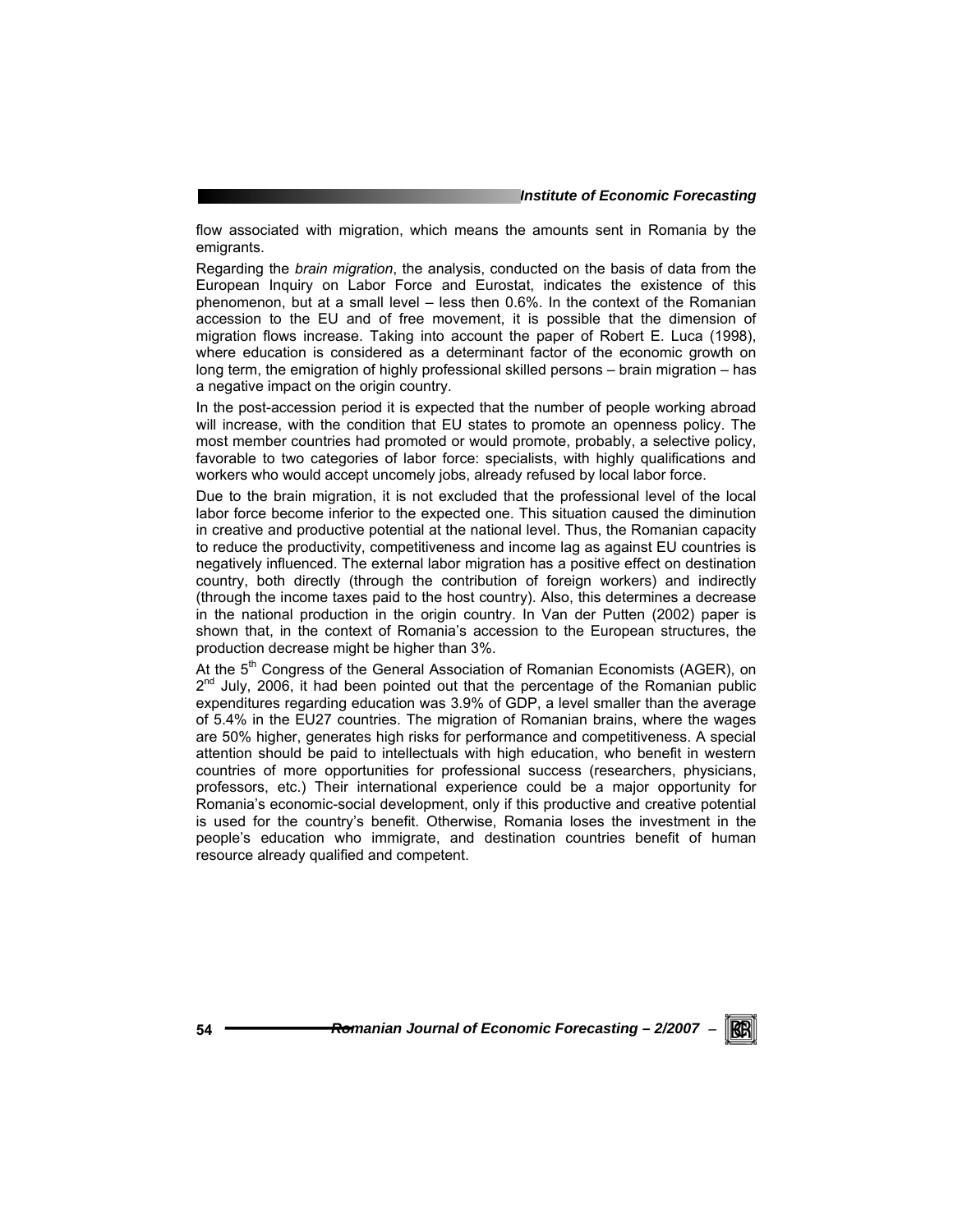flow associated with migration, which means the amounts sent in Romania by the emigrants.

Regarding the *brain migration*, the analysis, conducted on the basis of data from the European Inquiry on Labor Force and Eurostat, indicates the existence of this phenomenon, but at a small level – less then 0.6%. In the context of the Romanian accession to the EU and of free movement, it is possible that the dimension of migration flows increase. Taking into account the paper of Robert E. Luca (1998), where education is considered as a determinant factor of the economic growth on long term, the emigration of highly professional skilled persons – brain migration – has a negative impact on the origin country.

In the post-accession period it is expected that the number of people working abroad will increase, with the condition that EU states to promote an openness policy. The most member countries had promoted or would promote, probably, a selective policy, favorable to two categories of labor force: specialists, with highly qualifications and workers who would accept uncomely jobs, already refused by local labor force.

Due to the brain migration, it is not excluded that the professional level of the local labor force become inferior to the expected one. This situation caused the diminution in creative and productive potential at the national level. Thus, the Romanian capacity to reduce the productivity, competitiveness and income lag as against EU countries is negatively influenced. The external labor migration has a positive effect on destination country, both directly (through the contribution of foreign workers) and indirectly (through the income taxes paid to the host country). Also, this determines a decrease in the national production in the origin country. In Van der Putten (2002) paper is shown that, in the context of Romania's accession to the European structures, the production decrease might be higher than 3%.

At the 5th Congress of the General Association of Romanian Economists (AGER), on 2nd July, 2006, it had been pointed out that the percentage of the Romanian public expenditures regarding education was 3.9% of GDP, a level smaller than the average of 5.4% in the EU27 countries. The migration of Romanian brains, where the wages are 50% higher, generates high risks for performance and competitiveness. A special attention should be paid to intellectuals with high education, who benefit in western countries of more opportunities for professional success (researchers, physicians, professors, etc.) Their international experience could be a major opportunity for Romania's economic-social development, only if this productive and creative potential is used for the country's benefit. Otherwise, Romania loses the investment in the people's education who immigrate, and destination countries benefit of human resource already qualified and competent.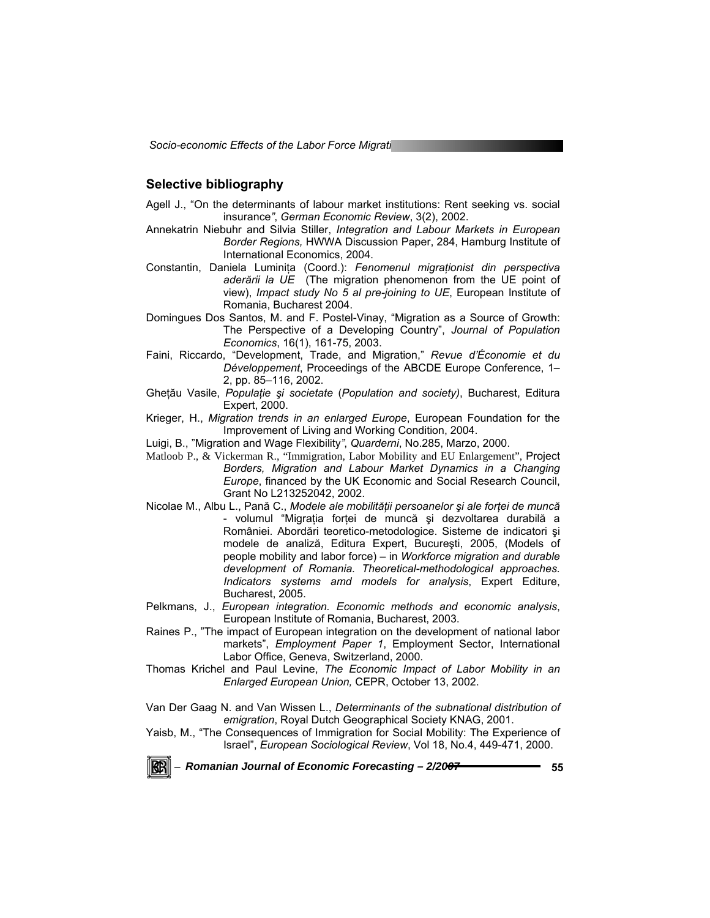## Selective bibliography

Agell J., "On the determinants of labour market institutions: Rent seeking vs. social insurance", *German Economic Review*, 3(2), 2002.

Annekatrin Niebuhr and Silvia Stiller, *Integration and Labour Markets in European Border Regions,* HWWA Discussion Paper, 284, Hamburg Institute of International Economics, 2004.

Constantin, Daniela Luminița (Coord.): *Fenomenul migraționist din perspectiva aderării la UE* (The migration phenomenon from the UE point of view), *Impact study No 5 al pre-joining to UE*, European Institute of Romania, Bucharest 2004.

Domingues Dos Santos, M. and F. Postel-Vinay, "Migration as a Source of Growth: The Perspective of a Developing Country", *Journal of Population Economics*, 16(1), 161-75, 2003.

Faini, Riccardo, "Development, Trade, and Migration," *Revue d'Économie et du Développement*, Proceedings of the ABCDE Europe Conference, 1–2, pp. 85–116, 2002.

Ghețău Vasile, *Populație şi societate* (*Population and society)*, Bucharest, Editura Expert, 2000.

Krieger, H., *Migration trends in an enlarged Europe*, European Foundation for the Improvement of Living and Working Condition, 2004.

Luigi, B., "Migration and Wage Flexibility", *Quarderni*, No.285, Marzo, 2000.

Matloob P., & Vickerman R., "Immigration, Labor Mobility and EU Enlargement", Project *Borders, Migration and Labour Market Dynamics in a Changing Europe*, financed by the UK Economic and Social Research Council, Grant No L213252042, 2002.

Nicolae M., Albu L., Pană C., *Modele ale mobilității persoanelor şi ale forței de muncă* - volumul "Migrația forței de muncă şi dezvoltarea durabilă a României. Abordări teoretico-metodologice. Sisteme de indicatori şi modele de analiză, Editura Expert, Bucureşti, 2005, (Models of people mobility and labor force) – in *Workforce migration and durable development of Romania. Theoretical-methodological approaches. Indicators systems amd models for analysis*, Expert Editure, Bucharest, 2005.

Pelkmans, J., *European integration. Economic methods and economic analysis*, European Institute of Romania, Bucharest, 2003.

Raines P., "The impact of European integration on the development of national labor markets", *Employment Paper 1*, Employment Sector, International Labor Office, Geneva, Switzerland, 2000.

Thomas Krichel and Paul Levine, *The Economic Impact of Labor Mobility in an Enlarged European Union,* CEPR, October 13, 2002.

Van Der Gaag N. and Van Wissen L., *Determinants of the subnational distribution of emigration*, Royal Dutch Geographical Society KNAG, 2001.

Yaisb, M., "The Consequences of Immigration for Social Mobility: The Experience of Israel", *European Sociological Review*, Vol 18, No.4, 449-471, 2000.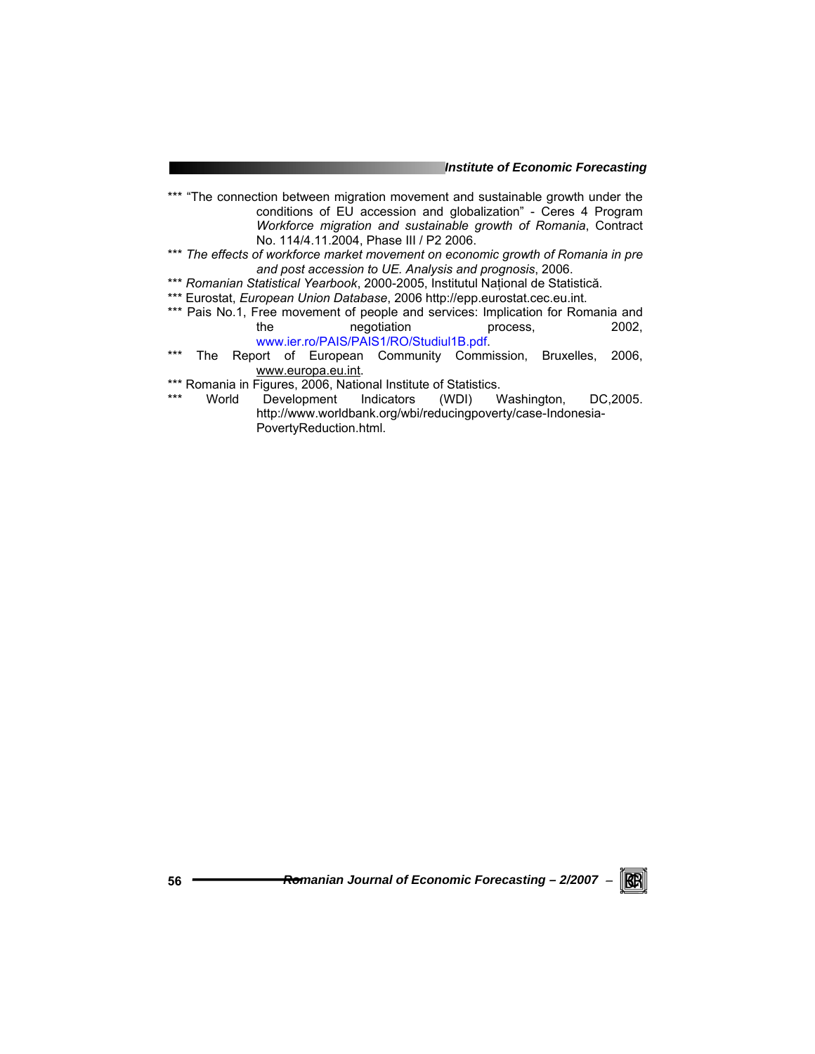*** "The connection between migration movement and sustainable growth under the conditions of EU accession and globalization" - Ceres 4 Program *Workforce migration and sustainable growth of Romania*, Contract No. 114/4.11.2004, Phase III / P2 2006.

*** *The effects of workforce market movement on economic growth of Romania in pre and post accession to UE. Analysis and prognosis*, 2006.

*** *Romanian Statistical Yearbook*, 2000-2005, Institutul Național de Statistică.

*** Eurostat, *European Union Database*, 2006 http://epp.eurostat.cec.eu.int.

*** Pais No.1, Free movement of people and services: Implication for Romania and the negotiation process, 2002, www.ier.ro/PAIS/PAIS1/RO/Studiul1B.pdf.

*** The Report of European Community Commission, Bruxelles, 2006, www.europa.eu.int.

*** Romania in Figures, 2006, National Institute of Statistics.

*** World Development Indicators (WDI) Washington, DC,2005. http://www.worldbank.org/wbi/reducingpoverty/case-Indonesia-PovertyReduction.html.